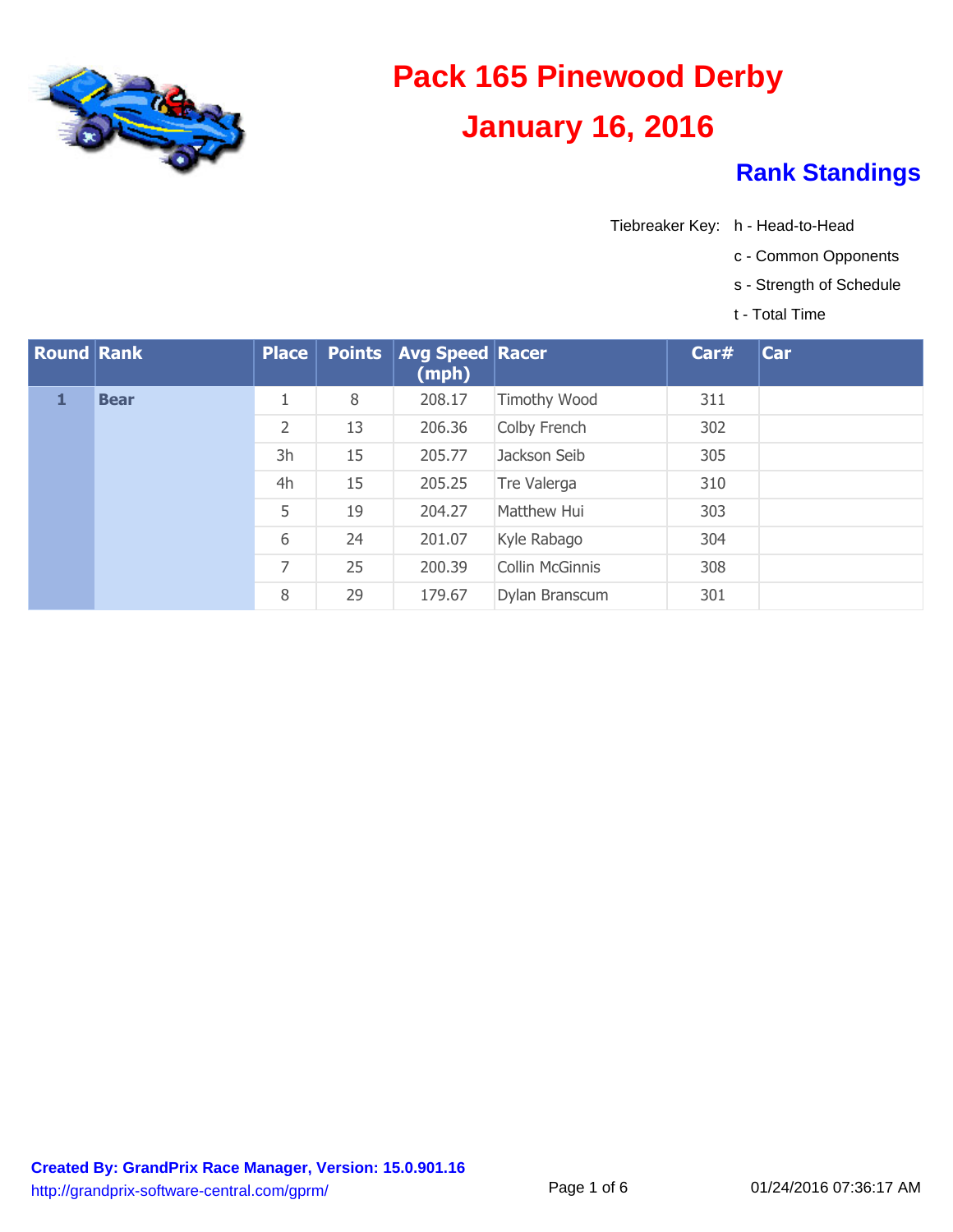# Pack 165 Pinewood Derby

# January 16, 2016

## Rank Standings

Tiebreaker Key:
- h - Head-to-Head
- c - Common Opponents
- s - Strength of Schedule
- t - Total Time

| Round | Rank | Place | Points | Avg Speed (mph) | Racer | Car# | Car |
|---|---|---|---|---|---|---|---|
| **1** | **Bear** | 1 | 8 | 208.17 | Timothy Wood | 311 | |
| | | 2 | 13 | 206.36 | Colby French | 302 | |
| | | 3h | 15 | 205.77 | Jackson Seib | 305 | |
| | | 4h | 15 | 205.25 | Tre Valerga | 310 | |
| | | 5 | 19 | 204.27 | Matthew Hui | 303 | |
| | | 6 | 24 | 201.07 | Kyle Rabago | 304 | |
| | | 7 | 25 | 200.39 | Collin McGinnis | 308 | |
| | | 8 | 29 | 179.67 | Dylan Branscum | 301 | |

**Created By: GrandPrix Race Manager, Version: 15.0.901.16**
http://grandprix-software-central.com/gprm/

01/24/2016 07:36:17 AM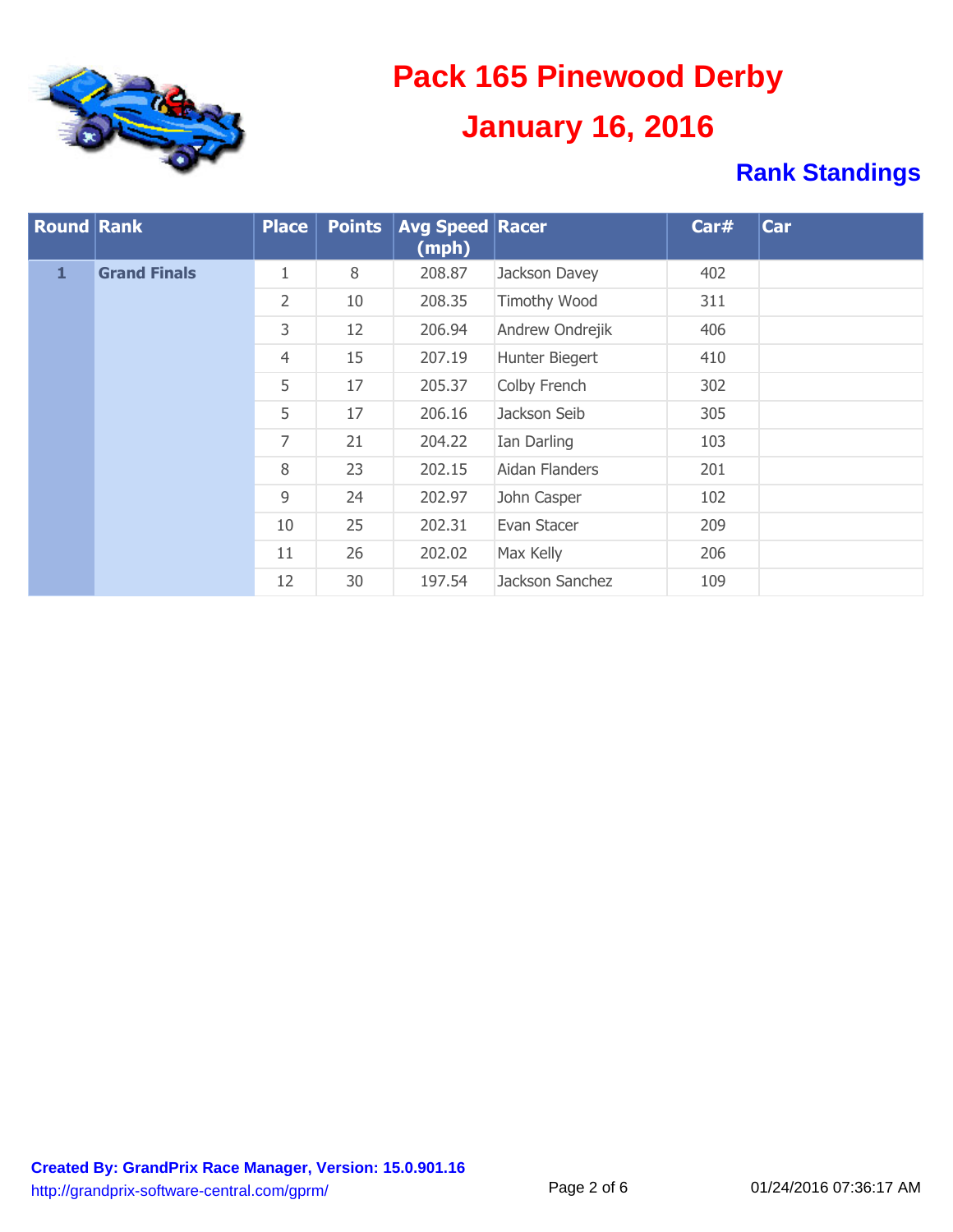# Pack 165 Pinewood Derby

## January 16, 2016

### Rank Standings

| Round | Rank | Place | Points | Avg Speed (mph) | Racer | Car# | Car |
|---|---|---|---|---|---|---|---|
| 1 | Grand Finals | 1 | 8 | 208.87 | Jackson Davey | 402 | |
| | | 2 | 10 | 208.35 | Timothy Wood | 311 | |
| | | 3 | 12 | 206.94 | Andrew Ondrejik | 406 | |
| | | 4 | 15 | 207.19 | Hunter Biegert | 410 | |
| | | 5 | 17 | 205.37 | Colby French | 302 | |
| | | 5 | 17 | 206.16 | Jackson Seib | 305 | |
| | | 7 | 21 | 204.22 | Ian Darling | 103 | |
| | | 8 | 23 | 202.15 | Aidan Flanders | 201 | |
| | | 9 | 24 | 202.97 | John Casper | 102 | |
| | | 10 | 25 | 202.31 | Evan Stacer | 209 | |
| | | 11 | 26 | 202.02 | Max Kelly | 206 | |
| | | 12 | 30 | 197.54 | Jackson Sanchez | 109 | |

**Created By: GrandPrix Race Manager, Version: 15.0.901.16**
http://grandprix-software-central.com/gprm/

01/24/2016 07:36:17 AM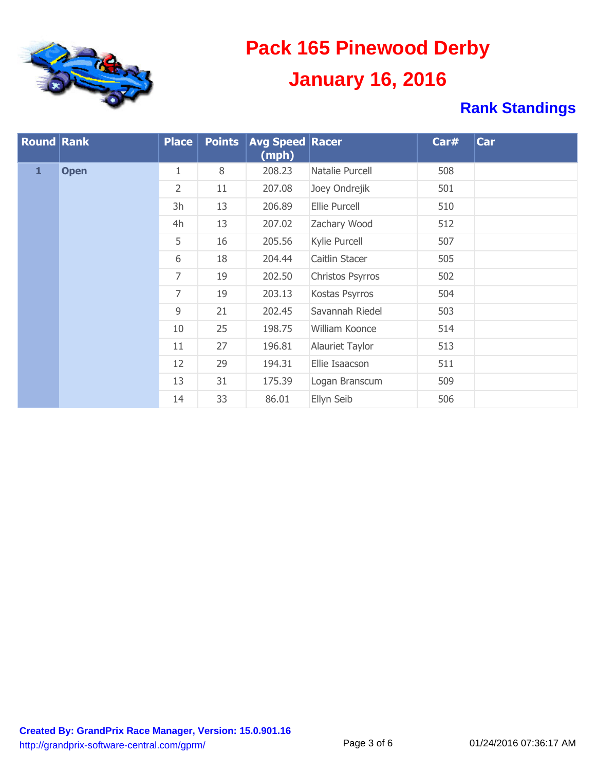# Pack 165 Pinewood Derby

# January 16, 2016

## Rank Standings

| Round | Rank | Place | Points | Avg Speed (mph) | Racer | Car# | Car |
|---|---|---|---|---|---|---|---|
| 1 | Open | 1 | 8 | 208.23 | Natalie Purcell | 508 | |
| | | 2 | 11 | 207.08 | Joey Ondrejik | 501 | |
| | | 3h | 13 | 206.89 | Ellie Purcell | 510 | |
| | | 4h | 13 | 207.02 | Zachary Wood | 512 | |
| | | 5 | 16 | 205.56 | Kylie Purcell | 507 | |
| | | 6 | 18 | 204.44 | Caitlin Stacer | 505 | |
| | | 7 | 19 | 202.50 | Christos Psyrros | 502 | |
| | | 7 | 19 | 203.13 | Kostas Psyrros | 504 | |
| | | 9 | 21 | 202.45 | Savannah Riedel | 503 | |
| | | 10 | 25 | 198.75 | William Koonce | 514 | |
| | | 11 | 27 | 196.81 | Alauriet Taylor | 513 | |
| | | 12 | 29 | 194.31 | Ellie Isaacson | 511 | |
| | | 13 | 31 | 175.39 | Logan Branscum | 509 | |
| | | 14 | 33 | 86.01 | Ellyn Seib | 506 | |

**Created By: GrandPrix Race Manager, Version: 15.0.901.16**
http://grandprix-software-central.com/gprm/

01/24/2016 07:36:17 AM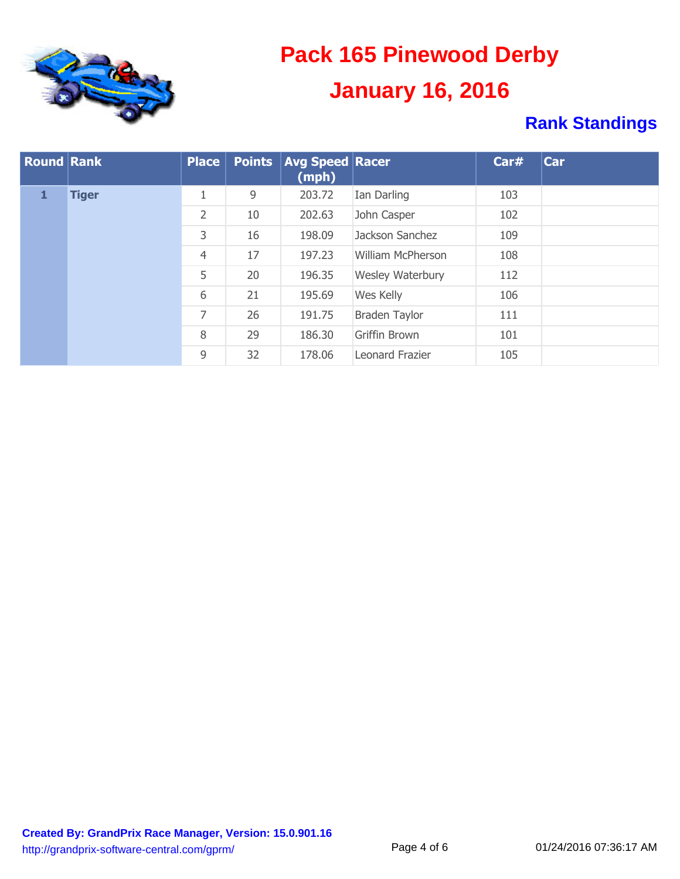# Pack 165 Pinewood Derby

## January 16, 2016

### Rank Standings

| Round | Rank | Place | Points | Avg Speed (mph) | Racer | Car# | Car |
|---|---|---|---|---|---|---|---|
| **1** | **Tiger** | 1 | 9 | 203.72 | Ian Darling | 103 | |
| | | 2 | 10 | 202.63 | John Casper | 102 | |
| | | 3 | 16 | 198.09 | Jackson Sanchez | 109 | |
| | | 4 | 17 | 197.23 | William McPherson | 108 | |
| | | 5 | 20 | 196.35 | Wesley Waterbury | 112 | |
| | | 6 | 21 | 195.69 | Wes Kelly | 106 | |
| | | 7 | 26 | 191.75 | Braden Taylor | 111 | |
| | | 8 | 29 | 186.30 | Griffin Brown | 101 | |
| | | 9 | 32 | 178.06 | Leonard Frazier | 105 | |

**Created By: GrandPrix Race Manager, Version: 15.0.901.16**
http://grandprix-software-central.com/gprm/

01/24/2016 07:36:17 AM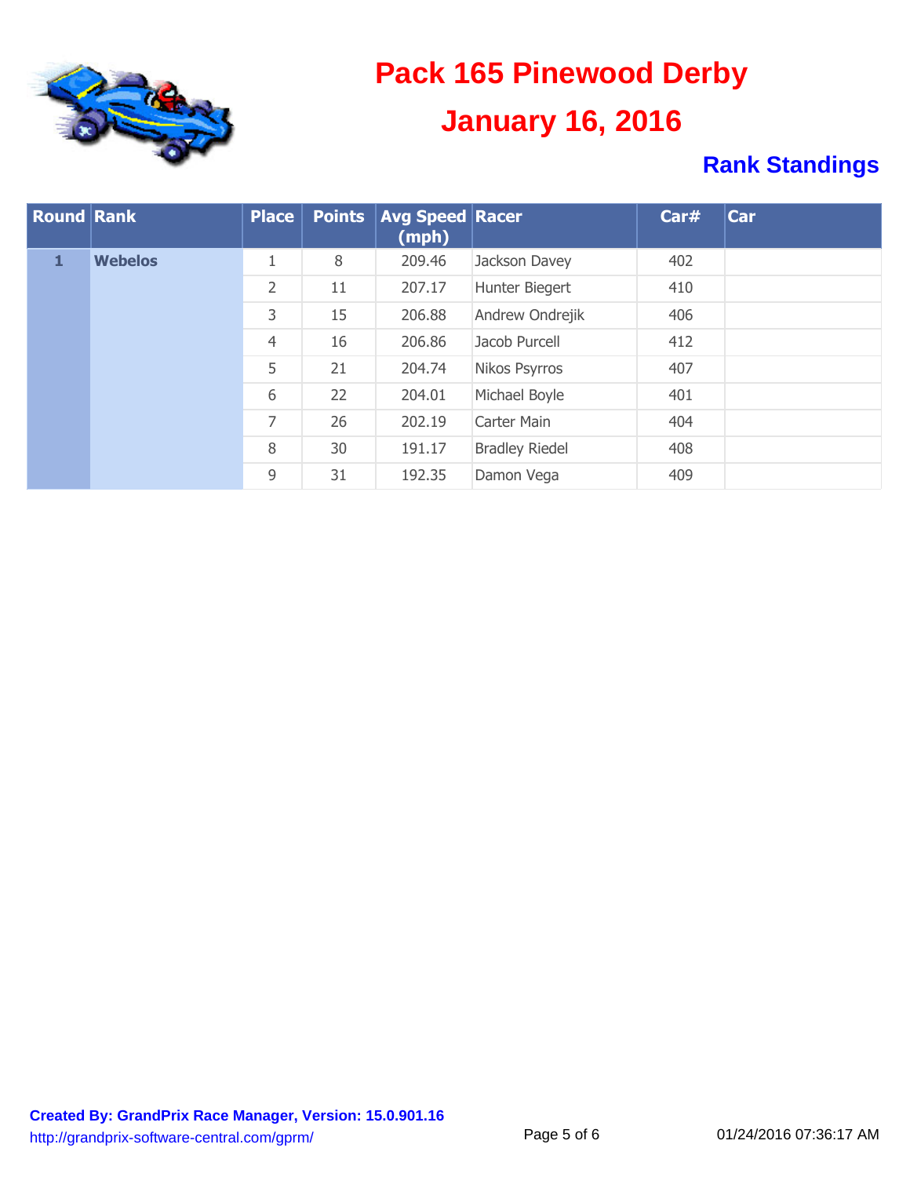# Pack 165 Pinewood Derby

## January 16, 2016

### Rank Standings

| Round | Rank | Place | Points | Avg Speed (mph) | Racer | Car# | Car |
|---|---|---|---|---|---|---|---|
| 1 | Webelos | 1 | 8 | 209.46 | Jackson Davey | 402 | |
| | | 2 | 11 | 207.17 | Hunter Biegert | 410 | |
| | | 3 | 15 | 206.88 | Andrew Ondrejik | 406 | |
| | | 4 | 16 | 206.86 | Jacob Purcell | 412 | |
| | | 5 | 21 | 204.74 | Nikos Psyrros | 407 | |
| | | 6 | 22 | 204.01 | Michael Boyle | 401 | |
| | | 7 | 26 | 202.19 | Carter Main | 404 | |
| | | 8 | 30 | 191.17 | Bradley Riedel | 408 | |
| | | 9 | 31 | 192.35 | Damon Vega | 409 | |

**Created By: GrandPrix Race Manager, Version: 15.0.901.16**
http://grandprix-software-central.com/gprm/

01/24/2016 07:36:17 AM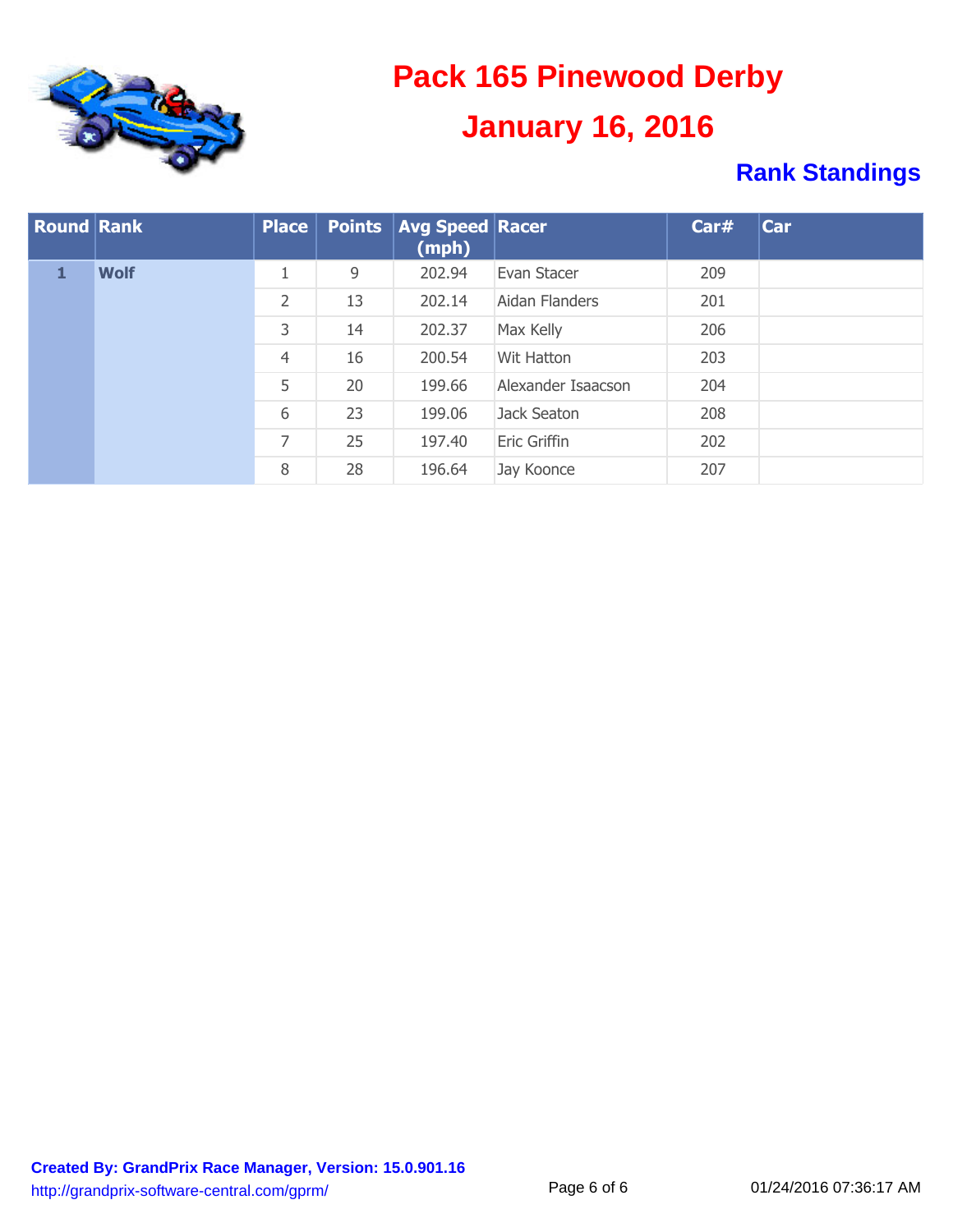# Pack 165 Pinewood Derby

## January 16, 2016

### Rank Standings

| Round | Rank | Place | Points | Avg Speed (mph) | Racer | Car# | Car |
|---|---|---|---|---|---|---|---|
| 1 | Wolf | 1 | 9 | 202.94 | Evan Stacer | 209 | |
| | | 2 | 13 | 202.14 | Aidan Flanders | 201 | |
| | | 3 | 14 | 202.37 | Max Kelly | 206 | |
| | | 4 | 16 | 200.54 | Wit Hatton | 203 | |
| | | 5 | 20 | 199.66 | Alexander Isaacson | 204 | |
| | | 6 | 23 | 199.06 | Jack Seaton | 208 | |
| | | 7 | 25 | 197.40 | Eric Griffin | 202 | |
| | | 8 | 28 | 196.64 | Jay Koonce | 207 | |

**Created By: GrandPrix Race Manager, Version: 15.0.901.16**
http://grandprix-software-central.com/gprm/

01/24/2016 07:36:17 AM